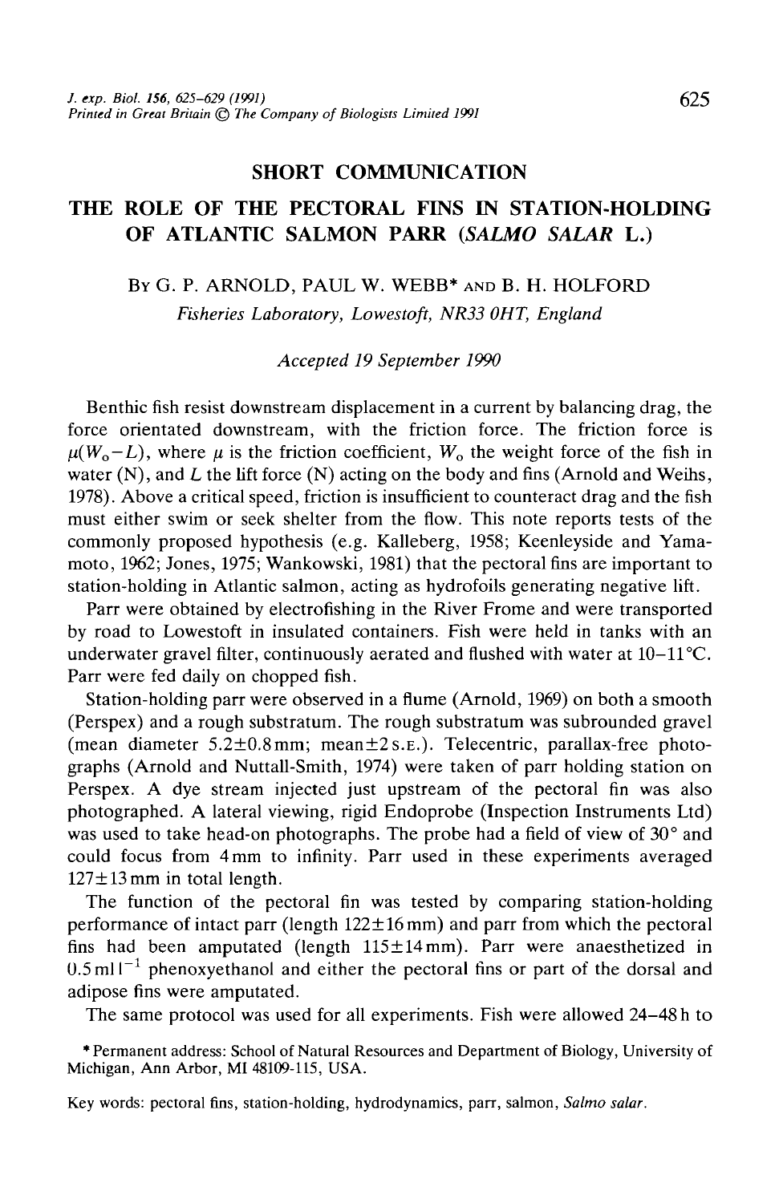## SHORT COMMUNICATION

# THE ROLE OF THE PECTORAL FINS IN STATION-HOLDING OF ATLANTIC SALMON PARR (*SALMO SALAR* L.)

BY G. P. ARNOLD, PAUL W. WEBB* AND B. H. HOLFORD

*Fisheries Laboratory, Lowestoft, NR33 0HT, England*

*Accepted 19 September 1990*

Benthic fish resist downstream displacement in a current by balancing drag, the force orientated downstream, with the friction force. The friction force is $\mu(W_o - L)$, where $\mu$ is the friction coefficient, $W_o$ the weight force of the fish in water (N), and $L$ the lift force (N) acting on the body and fins (Arnold and Weihs, 1978). Above a critical speed, friction is insufficient to counteract drag and the fish must either swim or seek shelter from the flow. This note reports tests of the commonly proposed hypothesis (e.g. Kalleberg, 1958; Keenleyside and Yamamoto, 1962; Jones, 1975; Wankowski, 1981) that the pectoral fins are important to station-holding in Atlantic salmon, acting as hydrofoils generating negative lift.

Parr were obtained by electrofishing in the River Frome and were transported by road to Lowestoft in insulated containers. Fish were held in tanks with an underwater gravel filter, continuously aerated and flushed with water at 10–11°C. Parr were fed daily on chopped fish.

Station-holding parr were observed in a flume (Arnold, 1969) on both a smooth (Perspex) and a rough substratum. The rough substratum was subrounded gravel (mean diameter 5.2±0.8 mm; mean±2 S.E.). Telecentric, parallax-free photographs (Arnold and Nuttall-Smith, 1974) were taken of parr holding station on Perspex. A dye stream injected just upstream of the pectoral fin was also photographed. A lateral viewing, rigid Endoprobe (Inspection Instruments Ltd) was used to take head-on photographs. The probe had a field of view of 30° and could focus from 4 mm to infinity. Parr used in these experiments averaged 127±13 mm in total length.

The function of the pectoral fin was tested by comparing station-holding performance of intact parr (length 122±16 mm) and parr from which the pectoral fins had been amputated (length 115±14 mm). Parr were anaesthetized in 0.5 ml $l^{-1}$ phenoxyethanol and either the pectoral fins or part of the dorsal and adipose fins were amputated.

The same protocol was used for all experiments. Fish were allowed 24–48 h to

\* Permanent address: School of Natural Resources and Department of Biology, University of Michigan, Ann Arbor, MI 48109-115, USA.

Key words: pectoral fins, station-holding, hydrodynamics, parr, salmon, *Salmo salar*.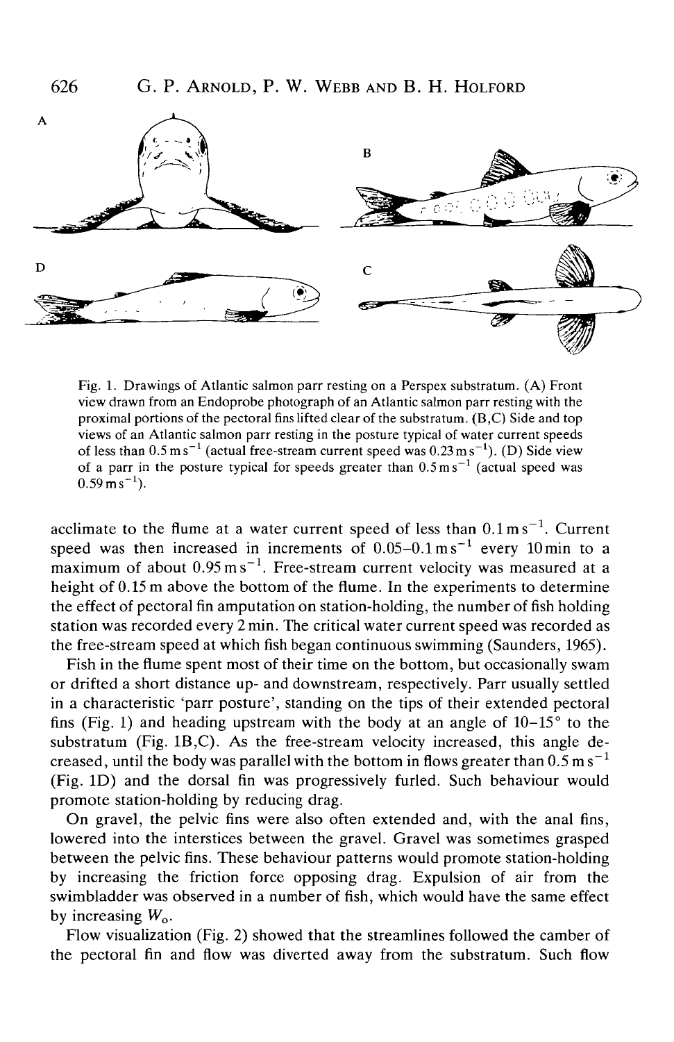Fig. 1. Drawings of Atlantic salmon parr resting on a Perspex substratum. (A) Front view drawn from an Endoprobe photograph of an Atlantic salmon parr resting with the proximal portions of the pectoral fins lifted clear of the substratum. (B,C) Side and top views of an Atlantic salmon parr resting in the posture typical of water current speeds of less than $0.5\,m\,s^{-1}$ (actual free-stream current speed was $0.23\,m\,s^{-1}$). (D) Side view of a parr in the posture typical for speeds greater than $0.5\,m\,s^{-1}$ (actual speed was $0.59\,m\,s^{-1}$).

acclimate to the flume at a water current speed of less than $0.1\,m\,s^{-1}$. Current speed was then increased in increments of $0.05–0.1\,m\,s^{-1}$ every 10 min to a maximum of about $0.95\,m\,s^{-1}$. Free-stream current velocity was measured at a height of 0.15 m above the bottom of the flume. In the experiments to determine the effect of pectoral fin amputation on station-holding, the number of fish holding station was recorded every 2 min. The critical water current speed was recorded as the free-stream speed at which fish began continuous swimming (Saunders, 1965).

Fish in the flume spent most of their time on the bottom, but occasionally swam or drifted a short distance up- and downstream, respectively. Parr usually settled in a characteristic 'parr posture', standing on the tips of their extended pectoral fins (Fig. 1) and heading upstream with the body at an angle of 10–15° to the substratum (Fig. 1B,C). As the free-stream velocity increased, this angle decreased, until the body was parallel with the bottom in flows greater than $0.5\,m\,s^{-1}$ (Fig. 1D) and the dorsal fin was progressively furled. Such behaviour would promote station-holding by reducing drag.

On gravel, the pelvic fins were also often extended and, with the anal fins, lowered into the interstices between the gravel. Gravel was sometimes grasped between the pelvic fins. These behaviour patterns would promote station-holding by increasing the friction force opposing drag. Expulsion of air from the swimbladder was observed in a number of fish, which would have the same effect by increasing $W_o$.

Flow visualization (Fig. 2) showed that the streamlines followed the camber of the pectoral fin and flow was diverted away from the substratum. Such flow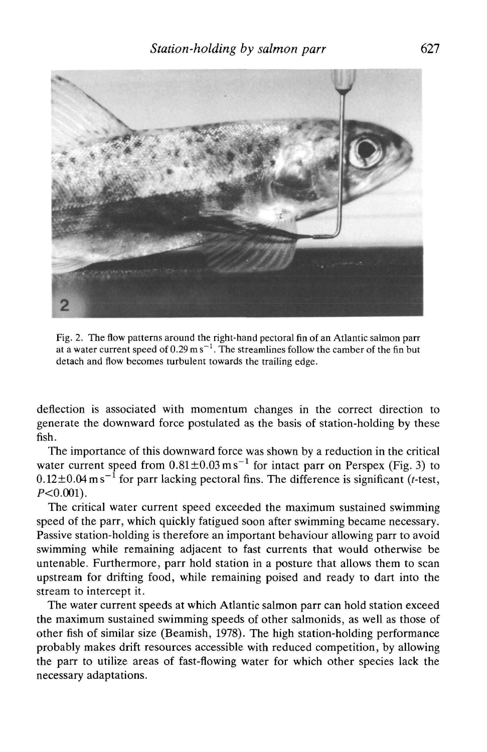Fig. 2. The flow patterns around the right-hand pectoral fin of an Atlantic salmon parr at a water current speed of $0.29\ \mathrm{m\,s^{-1}}$. The streamlines follow the camber of the fin but detach and flow becomes turbulent towards the trailing edge.

deflection is associated with momentum changes in the correct direction to generate the downward force postulated as the basis of station-holding by these fish.

The importance of this downward force was shown by a reduction in the critical water current speed from $0.81 \pm 0.03\ \mathrm{m\,s^{-1}}$ for intact parr on Perspex (Fig. 3) to $0.12 \pm 0.04\ \mathrm{m\,s^{-1}}$ for parr lacking pectoral fins. The difference is significant (*t*-test, $P<0.001$).

The critical water current speed exceeded the maximum sustained swimming speed of the parr, which quickly fatigued soon after swimming became necessary. Passive station-holding is therefore an important behaviour allowing parr to avoid swimming while remaining adjacent to fast currents that would otherwise be untenable. Furthermore, parr hold station in a posture that allows them to scan upstream for drifting food, while remaining poised and ready to dart into the stream to intercept it.

The water current speeds at which Atlantic salmon parr can hold station exceed the maximum sustained swimming speeds of other salmonids, as well as those of other fish of similar size (Beamish, 1978). The high station-holding performance probably makes drift resources accessible with reduced competition, by allowing the parr to utilize areas of fast-flowing water for which other species lack the necessary adaptations.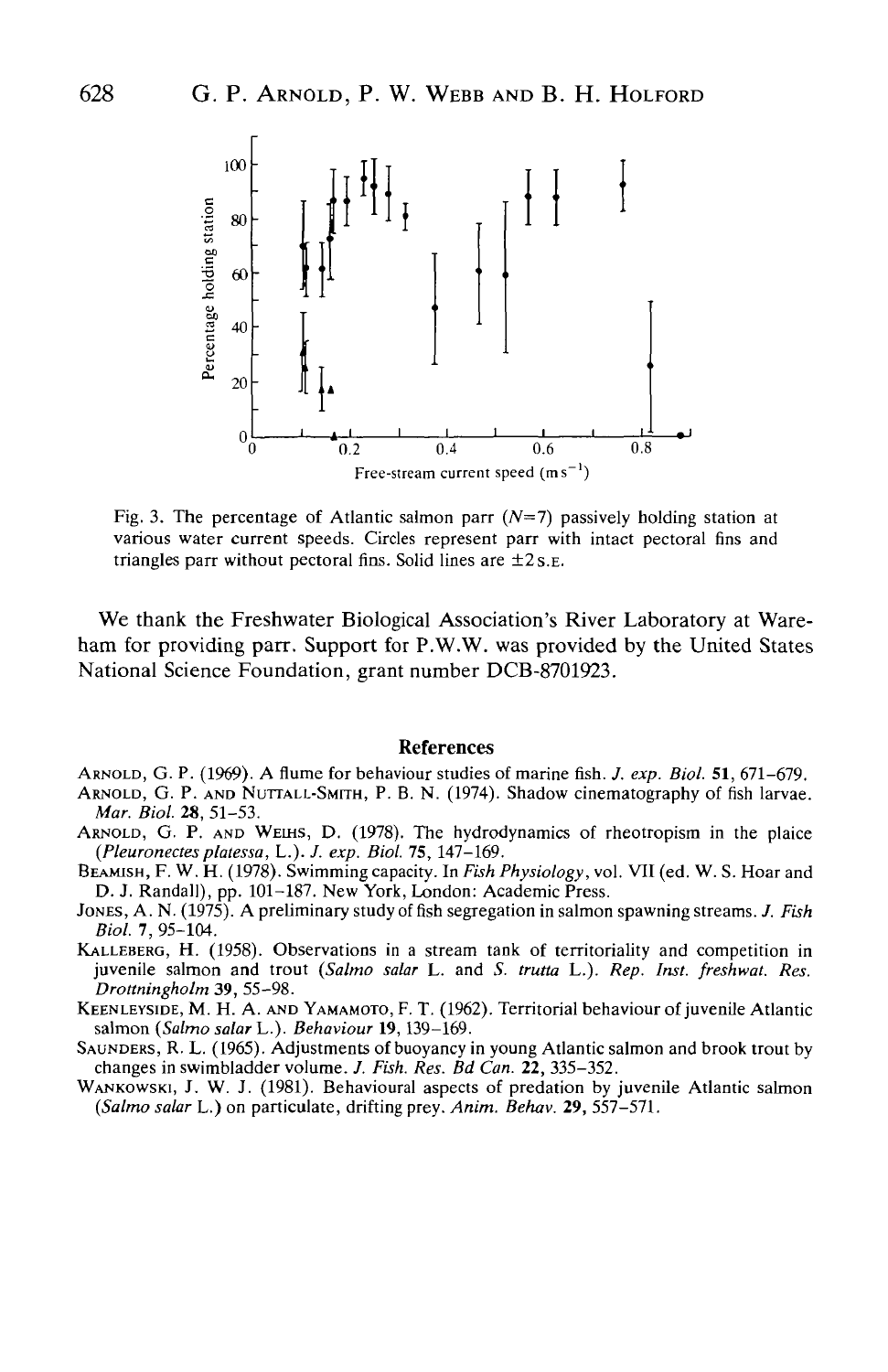Percentage holding station

100

80

60

40

20

0

0

0.2

0.4

0.6

0.8

Free-stream current speed (m s$^{-1}$)

Fig. 3. The percentage of Atlantic salmon parr ($N$=7) passively holding station at various water current speeds. Circles represent parr with intact pectoral fins and triangles parr without pectoral fins. Solid lines are ±2 S.E.

We thank the Freshwater Biological Association's River Laboratory at Wareham for providing parr. Support for P.W.W. was provided by the United States National Science Foundation, grant number DCB-8701923.

## References

ARNOLD, G. P. (1969). A flume for behaviour studies of marine fish. *J. exp. Biol.* **51**, 671–679.

ARNOLD, G. P. AND NUTTALL-SMITH, P. B. N. (1974). Shadow cinematography of fish larvae. *Mar. Biol.* **28**, 51–53.

ARNOLD, G. P. AND WEIHS, D. (1978). The hydrodynamics of rheotropism in the plaice (*Pleuronectes platessa*, L.). *J. exp. Biol.* **75**, 147–169.

BEAMISH, F. W. H. (1978). Swimming capacity. In *Fish Physiology*, vol. VII (ed. W. S. Hoar and D. J. Randall), pp. 101–187. New York, London: Academic Press.

JONES, A. N. (1975). A preliminary study of fish segregation in salmon spawning streams. *J. Fish Biol.* **7**, 95–104.

KALLEBERG, H. (1958). Observations in a stream tank of territoriality and competition in juvenile salmon and trout (*Salmo salar* L. and *S. trutta* L.). *Rep. Inst. freshwat. Res. Drottningholm* **39**, 55–98.

KEENLEYSIDE, M. H. A. AND YAMAMOTO, F. T. (1962). Territorial behaviour of juvenile Atlantic salmon (*Salmo salar* L.). *Behaviour* **19**, 139–169.

SAUNDERS, R. L. (1965). Adjustments of buoyancy in young Atlantic salmon and brook trout by changes in swimbladder volume. *J. Fish. Res. Bd Can.* **22**, 335–352.

WANKOWSKI, J. W. J. (1981). Behavioural aspects of predation by juvenile Atlantic salmon (*Salmo salar* L.) on particulate, drifting prey. *Anim. Behav.* **29**, 557–571.